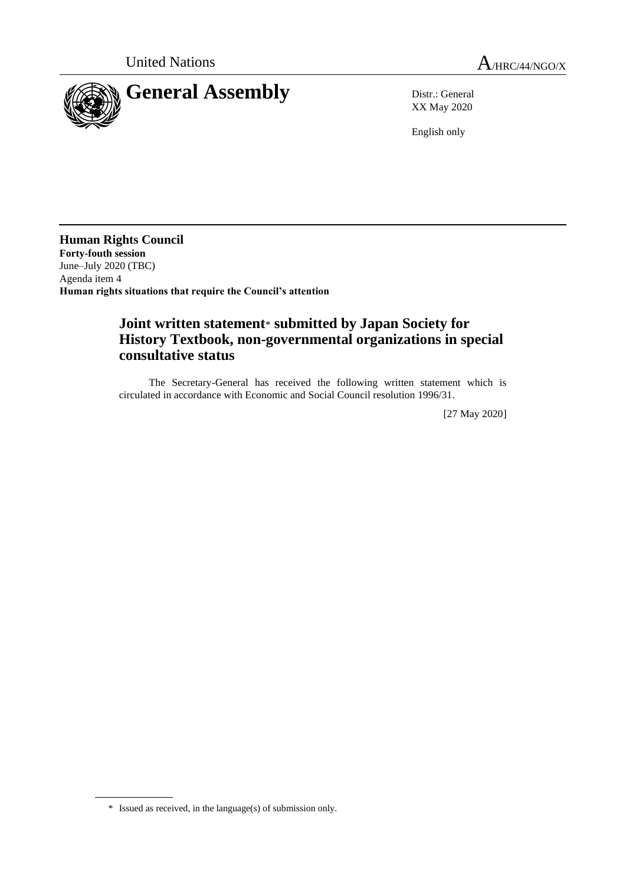United Nations A/HRC/44/NGO/X

# General Assembly

Distr.: General
XX May 2020

English only

**Human Rights Council**
**Forty-fouth session**
June–July 2020 (TBC)
Agenda item 4
**Human rights situations that require the Council's attention**

## Joint written statement* submitted by Japan Society for History Textbook, non-governmental organizations in special consultative status

The Secretary-General has received the following written statement which is circulated in accordance with Economic and Social Council resolution 1996/31.

[27 May 2020]

\* Issued as received, in the language(s) of submission only.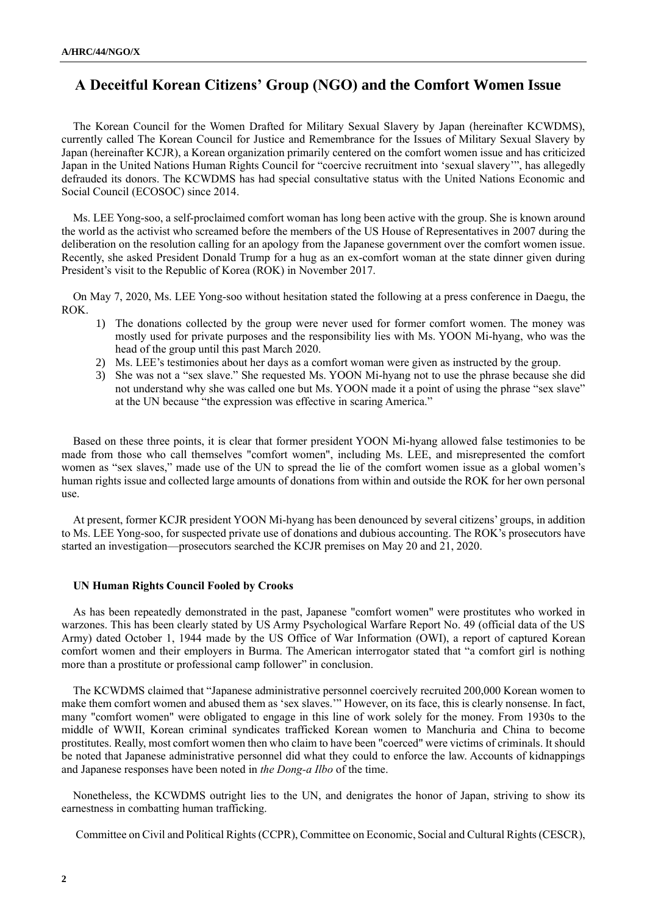## A Deceitful Korean Citizens' Group (NGO) and the Comfort Women Issue

The Korean Council for the Women Drafted for Military Sexual Slavery by Japan (hereinafter KCWDMS), currently called The Korean Council for Justice and Remembrance for the Issues of Military Sexual Slavery by Japan (hereinafter KCJR), a Korean organization primarily centered on the comfort women issue and has criticized Japan in the United Nations Human Rights Council for "coercive recruitment into 'sexual slavery'", has allegedly defrauded its donors. The KCWDMS has had special consultative status with the United Nations Economic and Social Council (ECOSOC) since 2014.

Ms. LEE Yong-soo, a self-proclaimed comfort woman has long been active with the group. She is known around the world as the activist who screamed before the members of the US House of Representatives in 2007 during the deliberation on the resolution calling for an apology from the Japanese government over the comfort women issue. Recently, she asked President Donald Trump for a hug as an ex-comfort woman at the state dinner given during President's visit to the Republic of Korea (ROK) in November 2017.

On May 7, 2020, Ms. LEE Yong-soo without hesitation stated the following at a press conference in Daegu, the ROK.

1) The donations collected by the group were never used for former comfort women. The money was mostly used for private purposes and the responsibility lies with Ms. YOON Mi-hyang, who was the head of the group until this past March 2020.
2) Ms. LEE's testimonies about her days as a comfort woman were given as instructed by the group.
3) She was not a "sex slave." She requested Ms. YOON Mi-hyang not to use the phrase because she did not understand why she was called one but Ms. YOON made it a point of using the phrase "sex slave" at the UN because "the expression was effective in scaring America."

Based on these three points, it is clear that former president YOON Mi-hyang allowed false testimonies to be made from those who call themselves "comfort women", including Ms. LEE, and misrepresented the comfort women as "sex slaves," made use of the UN to spread the lie of the comfort women issue as a global women's human rights issue and collected large amounts of donations from within and outside the ROK for her own personal use.

At present, former KCJR president YOON Mi-hyang has been denounced by several citizens' groups, in addition to Ms. LEE Yong-soo, for suspected private use of donations and dubious accounting. The ROK's prosecutors have started an investigation—prosecutors searched the KCJR premises on May 20 and 21, 2020.

### UN Human Rights Council Fooled by Crooks

As has been repeatedly demonstrated in the past, Japanese "comfort women" were prostitutes who worked in warzones. This has been clearly stated by US Army Psychological Warfare Report No. 49 (official data of the US Army) dated October 1, 1944 made by the US Office of War Information (OWI), a report of captured Korean comfort women and their employers in Burma. The American interrogator stated that "a comfort girl is nothing more than a prostitute or professional camp follower" in conclusion.

The KCWDMS claimed that "Japanese administrative personnel coercively recruited 200,000 Korean women to make them comfort women and abused them as 'sex slaves.'" However, on its face, this is clearly nonsense. In fact, many "comfort women" were obligated to engage in this line of work solely for the money. From 1930s to the middle of WWII, Korean criminal syndicates trafficked Korean women to Manchuria and China to become prostitutes. Really, most comfort women then who claim to have been "coerced" were victims of criminals. It should be noted that Japanese administrative personnel did what they could to enforce the law. Accounts of kidnappings and Japanese responses have been noted in *the Dong-a Ilbo* of the time.

Nonetheless, the KCWDMS outright lies to the UN, and denigrates the honor of Japan, striving to show its earnestness in combatting human trafficking.

Committee on Civil and Political Rights (CCPR), Committee on Economic, Social and Cultural Rights (CESCR),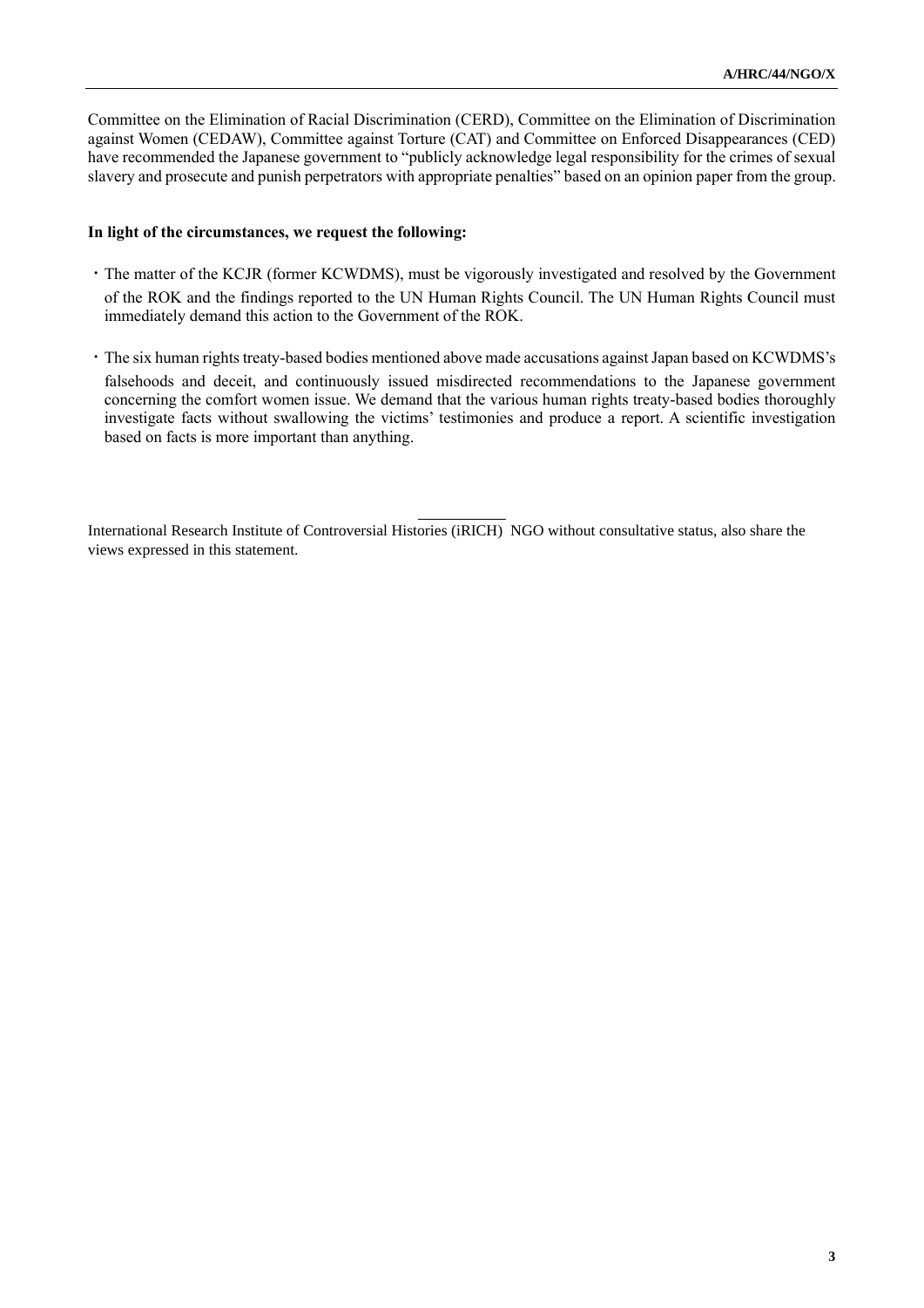Committee on the Elimination of Racial Discrimination (CERD), Committee on the Elimination of Discrimination against Women (CEDAW), Committee against Torture (CAT) and Committee on Enforced Disappearances (CED) have recommended the Japanese government to "publicly acknowledge legal responsibility for the crimes of sexual slavery and prosecute and punish perpetrators with appropriate penalties" based on an opinion paper from the group.

**In light of the circumstances, we request the following:**

・The matter of the KCJR (former KCWDMS), must be vigorously investigated and resolved by the Government of the ROK and the findings reported to the UN Human Rights Council. The UN Human Rights Council must immediately demand this action to the Government of the ROK.

・The six human rights treaty-based bodies mentioned above made accusations against Japan based on KCWDMS's falsehoods and deceit, and continuously issued misdirected recommendations to the Japanese government concerning the comfort women issue. We demand that the various human rights treaty-based bodies thoroughly investigate facts without swallowing the victims' testimonies and produce a report. A scientific investigation based on facts is more important than anything.

---

International Research Institute of Controversial Histories (iRICH) NGO without consultative status, also share the views expressed in this statement.